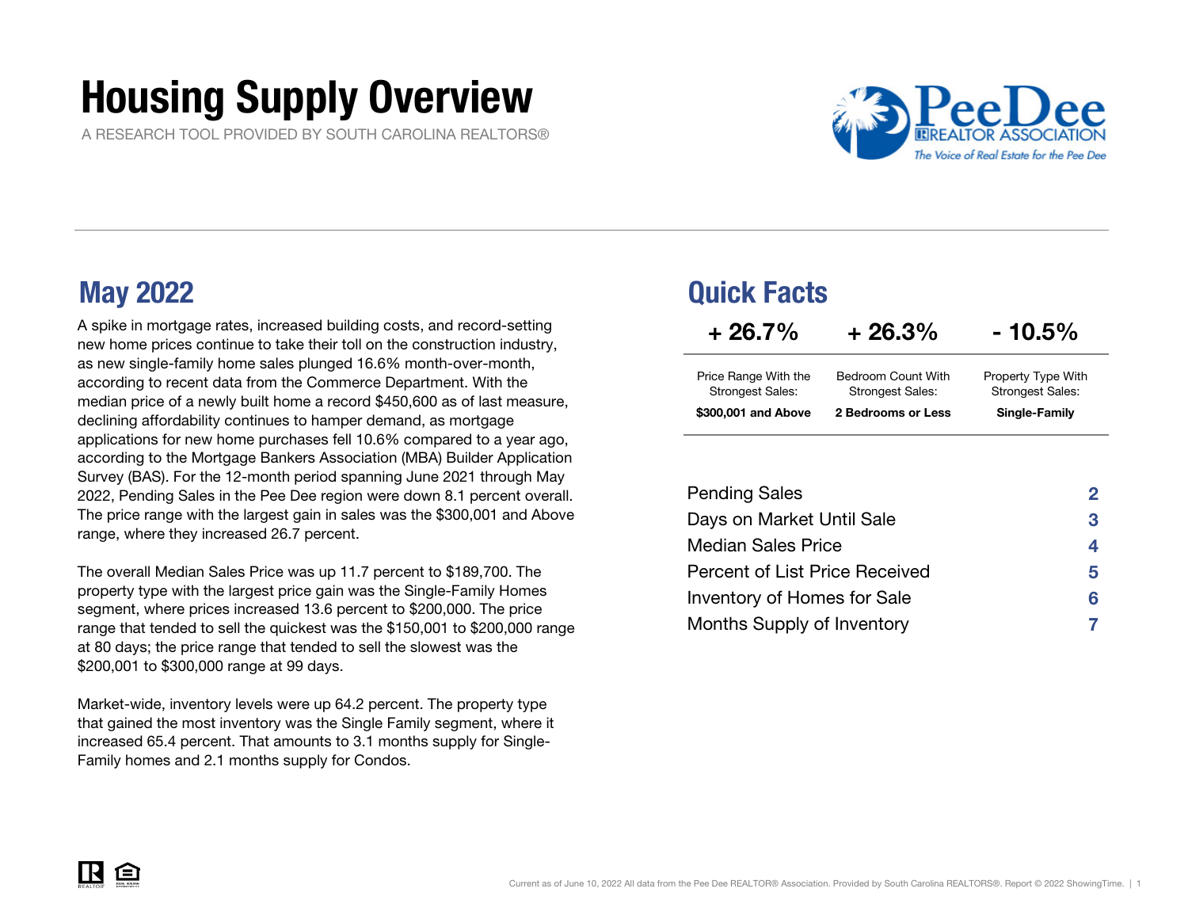# Housing Supply Overview

A RESEARCH TOOL PROVIDED BY SOUTH CAROLINA REALTORS®

## May 2022

A spike in mortgage rates, increased building costs, and record-setting new home prices continue to take their toll on the construction industry, as new single-family home sales plunged 16.6% month-over-month, according to recent data from the Commerce Department. With the median price of a newly built home a record $450,600 as of last measure, declining affordability continues to hamper demand, as mortgage applications for new home purchases fell 10.6% compared to a year ago, according to the Mortgage Bankers Association (MBA) Builder Application Survey (BAS). For the 12-month period spanning June 2021 through May 2022, Pending Sales in the Pee Dee region were down 8.1 percent overall. The price range with the largest gain in sales was the $300,001 and Above range, where they increased 26.7 percent.

The overall Median Sales Price was up 11.7 percent to $189,700. The property type with the largest price gain was the Single-Family Homes segment, where prices increased 13.6 percent to $200,000. The price range that tended to sell the quickest was the $150,001 to $200,000 range at 80 days; the price range that tended to sell the slowest was the $200,001 to $300,000 range at 99 days.

Market-wide, inventory levels were up 64.2 percent. The property type that gained the most inventory was the Single Family segment, where it increased 65.4 percent. That amounts to 3.1 months supply for Single-Family homes and 2.1 months supply for Condos.

## Quick Facts

| + 26.7% | + 26.3% | - 10.5% |
|---|---|---|
| Price Range With the Strongest Sales: | Bedroom Count With Strongest Sales: | Property Type With Strongest Sales: |
| **$300,001 and Above** | **2 Bedrooms or Less** | **Single-Family** |

| | |
|---|---|
| Pending Sales | 2 |
| Days on Market Until Sale | 3 |
| Median Sales Price | 4 |
| Percent of List Price Received | 5 |
| Inventory of Homes for Sale | 6 |
| Months Supply of Inventory | 7 |

Current as of June 10, 2022 All data from the Pee Dee REALTOR® Association. Provided by South Carolina REALTORS®. Report © 2022 ShowingTime.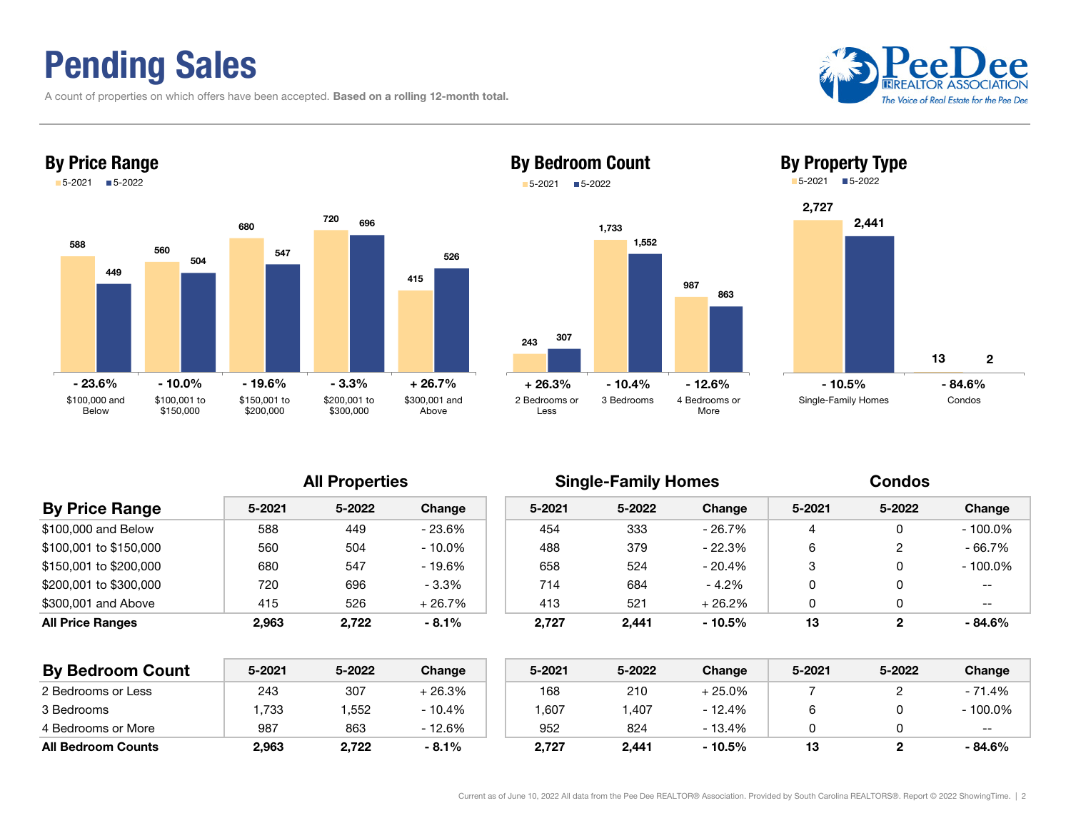# Pending Sales

A count of properties on which offers have been accepted. **Based on a rolling 12-month total.**

## By Price Range

| | 5-2021 | 5-2022 | Change |
|---|---|---|---|
| $100,000 and Below | 588 | 449 | - 23.6% |
| $100,001 to $150,000 | 560 | 504 | - 10.0% |
| $150,001 to $200,000 | 680 | 547 | - 19.6% |
| $200,001 to $300,000 | 720 | 696 | - 3.3% |
| $300,001 and Above | 415 | 526 | + 26.7% |

## By Bedroom Count

| | 5-2021 | 5-2022 | Change |
|---|---|---|---|
| 2 Bedrooms or Less | 243 | 307 | + 26.3% |
| 3 Bedrooms | 1,733 | 1,552 | - 10.4% |
| 4 Bedrooms or More | 987 | 863 | - 12.6% |

## By Property Type

| | 5-2021 | 5-2022 | Change |
|---|---|---|---|
| Single-Family Homes | 2,727 | 2,441 | - 10.5% |
| Condos | 13 | 2 | - 84.6% |

| | All Properties | | | Single-Family Homes | | | Condos | | |
|---|---|---|---|---|---|---|---|---|---|
| **By Price Range** | 5-2021 | 5-2022 | Change | 5-2021 | 5-2022 | Change | 5-2021 | 5-2022 | Change |
| $100,000 and Below | 588 | 449 | - 23.6% | 454 | 333 | - 26.7% | 4 | 0 | - 100.0% |
| $100,001 to $150,000 | 560 | 504 | - 10.0% | 488 | 379 | - 22.3% | 6 | 2 | - 66.7% |
| $150,001 to $200,000 | 680 | 547 | - 19.6% | 658 | 524 | - 20.4% | 3 | 0 | - 100.0% |
| $200,001 to $300,000 | 720 | 696 | - 3.3% | 714 | 684 | - 4.2% | 0 | 0 | -- |
| $300,001 and Above | 415 | 526 | + 26.7% | 413 | 521 | + 26.2% | 0 | 0 | -- |
| **All Price Ranges** | **2,963** | **2,722** | **- 8.1%** | **2,727** | **2,441** | **- 10.5%** | **13** | **2** | **- 84.6%** |

| **By Bedroom Count** | 5-2021 | 5-2022 | Change | 5-2021 | 5-2022 | Change | 5-2021 | 5-2022 | Change |
|---|---|---|---|---|---|---|---|---|---|
| 2 Bedrooms or Less | 243 | 307 | + 26.3% | 168 | 210 | + 25.0% | 7 | 2 | - 71.4% |
| 3 Bedrooms | 1,733 | 1,552 | - 10.4% | 1,607 | 1,407 | - 12.4% | 6 | 0 | - 100.0% |
| 4 Bedrooms or More | 987 | 863 | - 12.6% | 952 | 824 | - 13.4% | 0 | 0 | -- |
| **All Bedroom Counts** | **2,963** | **2,722** | **- 8.1%** | **2,727** | **2,441** | **- 10.5%** | **13** | **2** | **- 84.6%** |

Current as of June 10, 2022 All data from the Pee Dee REALTOR® Association. Provided by South Carolina REALTORS®. Report © 2022 ShowingTime.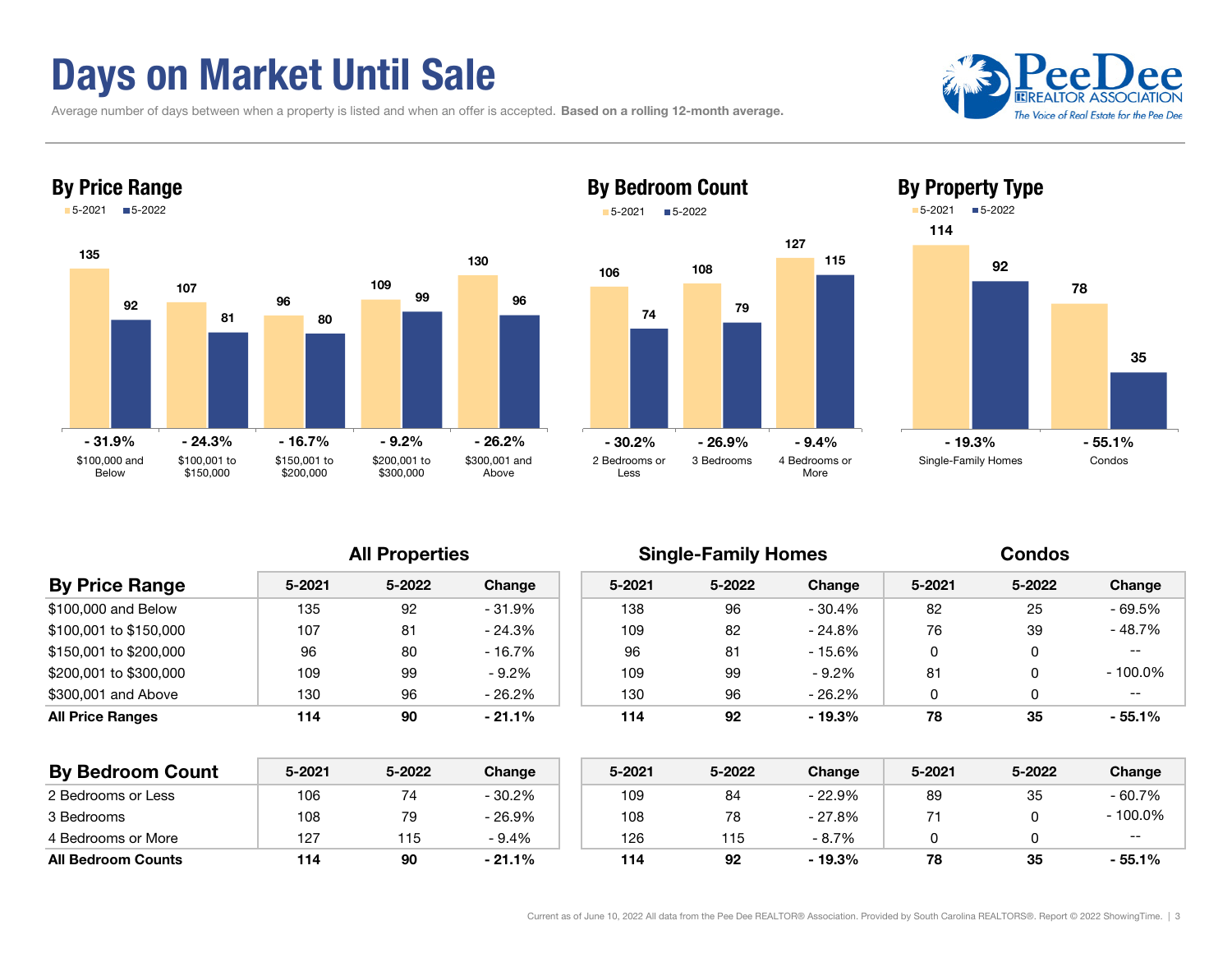# Days on Market Until Sale

Average number of days between when a property is listed and when an offer is accepted. **Based on a rolling 12-month average.**

## By Price Range

5-2021 ■5-2022

| | $100,000 and Below | $100,001 to $150,000 | $150,001 to $200,000 | $200,001 to $300,000 | $300,001 and Above |
|---|---|---|---|---|---|
| 5-2021 | 135 | 107 | 96 | 109 | 130 |
| 5-2022 | 92 | 81 | 80 | 99 | 96 |
| Change | - 31.9% | - 24.3% | - 16.7% | - 9.2% | - 26.2% |

## By Bedroom Count

5-2021 ■5-2022

| | 2 Bedrooms or Less | 3 Bedrooms | 4 Bedrooms or More |
|---|---|---|---|
| 5-2021 | 106 | 108 | 127 |
| 5-2022 | 74 | 79 | 115 |
| Change | - 30.2% | - 26.9% | - 9.4% |

## By Property Type

5-2021 ■5-2022

| | Single-Family Homes | Condos |
|---|---|---|
| 5-2021 | 114 | 78 |
| 5-2022 | 92 | 35 |
| Change | - 19.3% | - 55.1% |

| | All Properties | | | Single-Family Homes | | | Condos | | |
|---|---|---|---|---|---|---|---|---|---|
| **By Price Range** | 5-2021 | 5-2022 | Change | 5-2021 | 5-2022 | Change | 5-2021 | 5-2022 | Change |
| $100,000 and Below | 135 | 92 | - 31.9% | 138 | 96 | - 30.4% | 82 | 25 | - 69.5% |
| $100,001 to $150,000 | 107 | 81 | - 24.3% | 109 | 82 | - 24.8% | 76 | 39 | - 48.7% |
| $150,001 to $200,000 | 96 | 80 | - 16.7% | 96 | 81 | - 15.6% | 0 | 0 | -- |
| $200,001 to $300,000 | 109 | 99 | - 9.2% | 109 | 99 | - 9.2% | 81 | 0 | - 100.0% |
| $300,001 and Above | 130 | 96 | - 26.2% | 130 | 96 | - 26.2% | 0 | 0 | -- |
| **All Price Ranges** | **114** | **90** | **- 21.1%** | **114** | **92** | **- 19.3%** | **78** | **35** | **- 55.1%** |

| | All Properties | | | Single-Family Homes | | | Condos | | |
|---|---|---|---|---|---|---|---|---|---|
| **By Bedroom Count** | 5-2021 | 5-2022 | Change | 5-2021 | 5-2022 | Change | 5-2021 | 5-2022 | Change |
| 2 Bedrooms or Less | 106 | 74 | - 30.2% | 109 | 84 | - 22.9% | 89 | 35 | - 60.7% |
| 3 Bedrooms | 108 | 79 | - 26.9% | 108 | 78 | - 27.8% | 71 | 0 | - 100.0% |
| 4 Bedrooms or More | 127 | 115 | - 9.4% | 126 | 115 | - 8.7% | 0 | 0 | -- |
| **All Bedroom Counts** | **114** | **90** | **- 21.1%** | **114** | **92** | **- 19.3%** | **78** | **35** | **- 55.1%** |

Current as of June 10, 2022 All data from the Pee Dee REALTOR® Association. Provided by South Carolina REALTORS®. Report © 2022 ShowingTime.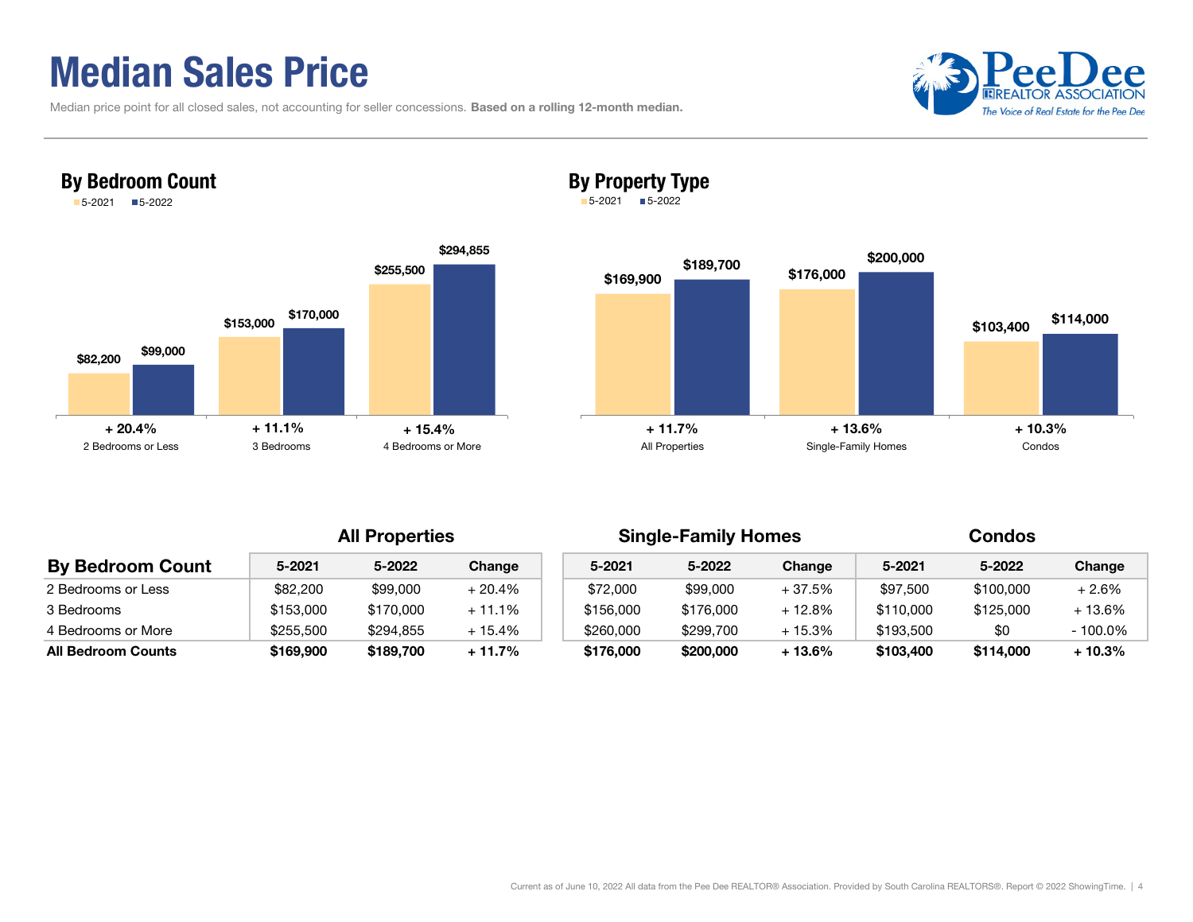# Median Sales Price

Median price point for all closed sales, not accounting for seller concessions. **Based on a rolling 12-month median.**

## By Bedroom Count

5-2021 | 5-2022

| | 5-2021 | 5-2022 | Change |
|---|---|---|---|
| 2 Bedrooms or Less | $82,200 | $99,000 | + 20.4% |
| 3 Bedrooms | $153,000 | $170,000 | + 11.1% |
| 4 Bedrooms or More | $255,500 | $294,855 | + 15.4% |

## By Property Type

5-2021 | 5-2022

| | 5-2021 | 5-2022 | Change |
|---|---|---|---|
| All Properties | $169,900 | $189,700 | + 11.7% |
| Single-Family Homes | $176,000 | $200,000 | + 13.6% |
| Condos | $103,400 | $114,000 | + 10.3% |

| | All Properties | | | Single-Family Homes | | | Condos | | |
|---|---|---|---|---|---|---|---|---|---|
| **By Bedroom Count** | 5-2021 | 5-2022 | Change | 5-2021 | 5-2022 | Change | 5-2021 | 5-2022 | Change |
| 2 Bedrooms or Less | $82,200 | $99,000 | + 20.4% | $72,000 | $99,000 | + 37.5% | $97,500 | $100,000 | + 2.6% |
| 3 Bedrooms | $153,000 | $170,000 | + 11.1% | $156,000 | $176,000 | + 12.8% | $110,000 | $125,000 | + 13.6% |
| 4 Bedrooms or More | $255,500 | $294,855 | + 15.4% | $260,000 | $299,700 | + 15.3% | $193,500 | $0 | - 100.0% |
| **All Bedroom Counts** | **$169,900** | **$189,700** | **+ 11.7%** | **$176,000** | **$200,000** | **+ 13.6%** | **$103,400** | **$114,000** | **+ 10.3%** |

Current as of June 10, 2022 All data from the Pee Dee REALTOR® Association. Provided by South Carolina REALTORS®. Report © 2022 ShowingTime.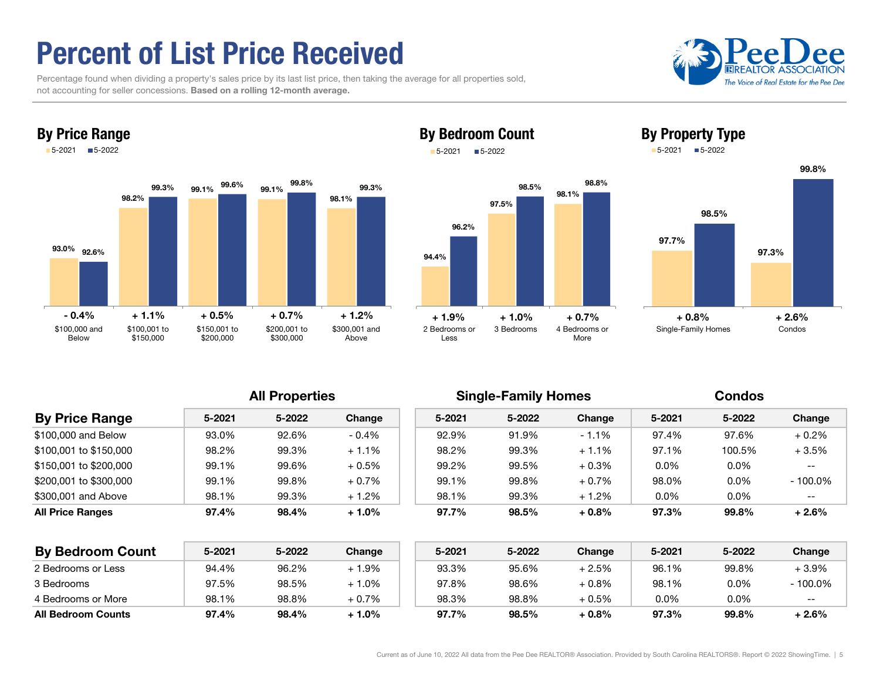# Percent of List Price Received

Percentage found when dividing a property's sales price by its last list price, then taking the average for all properties sold, not accounting for seller concessions. **Based on a rolling 12-month average.**

## By Price Range

| | 5-2021 | 5-2022 | Change |
|---|---|---|---|
| $100,000 and Below | 93.0% | 92.6% | - 0.4% |
| $100,001 to $150,000 | 98.2% | 99.3% | + 1.1% |
| $150,001 to $200,000 | 99.1% | 99.6% | + 0.5% |
| $200,001 to $300,000 | 99.1% | 99.8% | + 0.7% |
| $300,001 and Above | 98.1% | 99.3% | + 1.2% |

## By Bedroom Count

| | 5-2021 | 5-2022 | Change |
|---|---|---|---|
| 2 Bedrooms or Less | 94.4% | 96.2% | + 1.9% |
| 3 Bedrooms | 97.5% | 98.5% | + 1.0% |
| 4 Bedrooms or More | 98.1% | 98.8% | + 0.7% |

## By Property Type

| | 5-2021 | 5-2022 | Change |
|---|---|---|---|
| Single-Family Homes | 97.7% | 98.5% | + 0.8% |
| Condos | 97.3% | 99.8% | + 2.6% |

| By Price Range | All Properties | | | Single-Family Homes | | | Condos | | |
|---|---|---|---|---|---|---|---|---|---|
| | 5-2021 | 5-2022 | Change | 5-2021 | 5-2022 | Change | 5-2021 | 5-2022 | Change |
| $100,000 and Below | 93.0% | 92.6% | - 0.4% | 92.9% | 91.9% | - 1.1% | 97.4% | 97.6% | + 0.2% |
| $100,001 to $150,000 | 98.2% | 99.3% | + 1.1% | 98.2% | 99.3% | + 1.1% | 97.1% | 100.5% | + 3.5% |
| $150,001 to $200,000 | 99.1% | 99.6% | + 0.5% | 99.2% | 99.5% | + 0.3% | 0.0% | 0.0% | -- |
| $200,001 to $300,000 | 99.1% | 99.8% | + 0.7% | 99.1% | 99.8% | + 0.7% | 98.0% | 0.0% | - 100.0% |
| $300,001 and Above | 98.1% | 99.3% | + 1.2% | 98.1% | 99.3% | + 1.2% | 0.0% | 0.0% | -- |
| **All Price Ranges** | **97.4%** | **98.4%** | **+ 1.0%** | **97.7%** | **98.5%** | **+ 0.8%** | **97.3%** | **99.8%** | **+ 2.6%** |

| By Bedroom Count | All Properties | | | Single-Family Homes | | | Condos | | |
|---|---|---|---|---|---|---|---|---|---|
| | 5-2021 | 5-2022 | Change | 5-2021 | 5-2022 | Change | 5-2021 | 5-2022 | Change |
| 2 Bedrooms or Less | 94.4% | 96.2% | + 1.9% | 93.3% | 95.6% | + 2.5% | 96.1% | 99.8% | + 3.9% |
| 3 Bedrooms | 97.5% | 98.5% | + 1.0% | 97.8% | 98.6% | + 0.8% | 98.1% | 0.0% | - 100.0% |
| 4 Bedrooms or More | 98.1% | 98.8% | + 0.7% | 98.3% | 98.8% | + 0.5% | 0.0% | 0.0% | -- |
| **All Bedroom Counts** | **97.4%** | **98.4%** | **+ 1.0%** | **97.7%** | **98.5%** | **+ 0.8%** | **97.3%** | **99.8%** | **+ 2.6%** |

Current as of June 10, 2022 All data from the Pee Dee REALTOR® Association. Provided by South Carolina REALTORS®. Report © 2022 ShowingTime.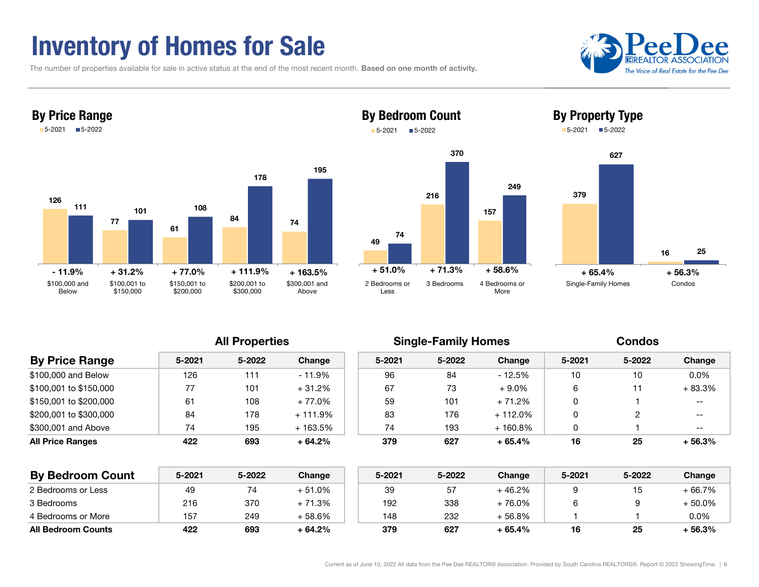# Inventory of Homes for Sale

The number of properties available for sale in active status at the end of the most recent month. **Based on one month of activity.**

## By Price Range

| Price Range | 5-2021 | 5-2022 | Change |
|---|---|---|---|
| $100,000 and Below | 126 | 111 | - 11.9% |
| $100,001 to $150,000 | 77 | 101 | + 31.2% |
| $150,001 to $200,000 | 61 | 108 | + 77.0% |
| $200,001 to $300,000 | 84 | 178 | + 111.9% |
| $300,001 and Above | 74 | 195 | + 163.5% |

## By Bedroom Count

| Bedroom Count | 5-2021 | 5-2022 | Change |
|---|---|---|---|
| 2 Bedrooms or Less | 49 | 74 | + 51.0% |
| 3 Bedrooms | 216 | 370 | + 71.3% |
| 4 Bedrooms or More | 157 | 249 | + 58.6% |

## By Property Type

| Property Type | 5-2021 | 5-2022 | Change |
|---|---|---|---|
| Single-Family Homes | 379 | 627 | + 65.4% |
| Condos | 16 | 25 | + 56.3% |

| By Price Range | All Properties | | | Single-Family Homes | | | Condos | | |
|---|---|---|---|---|---|---|---|---|---|
| | 5-2021 | 5-2022 | Change | 5-2021 | 5-2022 | Change | 5-2021 | 5-2022 | Change |
| $100,000 and Below | 126 | 111 | - 11.9% | 96 | 84 | - 12.5% | 10 | 10 | 0.0% |
| $100,001 to $150,000 | 77 | 101 | + 31.2% | 67 | 73 | + 9.0% | 6 | 11 | + 83.3% |
| $150,001 to $200,000 | 61 | 108 | + 77.0% | 59 | 101 | + 71.2% | 0 | 1 | -- |
| $200,001 to $300,000 | 84 | 178 | + 111.9% | 83 | 176 | + 112.0% | 0 | 2 | -- |
| $300,001 and Above | 74 | 195 | + 163.5% | 74 | 193 | + 160.8% | 0 | 1 | -- |
| **All Price Ranges** | **422** | **693** | **+ 64.2%** | **379** | **627** | **+ 65.4%** | **16** | **25** | **+ 56.3%** |

| By Bedroom Count | All Properties | | | Single-Family Homes | | | Condos | | |
|---|---|---|---|---|---|---|---|---|---|
| | 5-2021 | 5-2022 | Change | 5-2021 | 5-2022 | Change | 5-2021 | 5-2022 | Change |
| 2 Bedrooms or Less | 49 | 74 | + 51.0% | 39 | 57 | + 46.2% | 9 | 15 | + 66.7% |
| 3 Bedrooms | 216 | 370 | + 71.3% | 192 | 338 | + 76.0% | 6 | 9 | + 50.0% |
| 4 Bedrooms or More | 157 | 249 | + 58.6% | 148 | 232 | + 56.8% | 1 | 1 | 0.0% |
| **All Bedroom Counts** | **422** | **693** | **+ 64.2%** | **379** | **627** | **+ 65.4%** | **16** | **25** | **+ 56.3%** |

Current as of June 10, 2022 All data from the Pee Dee REALTOR® Association. Provided by South Carolina REALTORS®. Report © 2022 ShowingTime.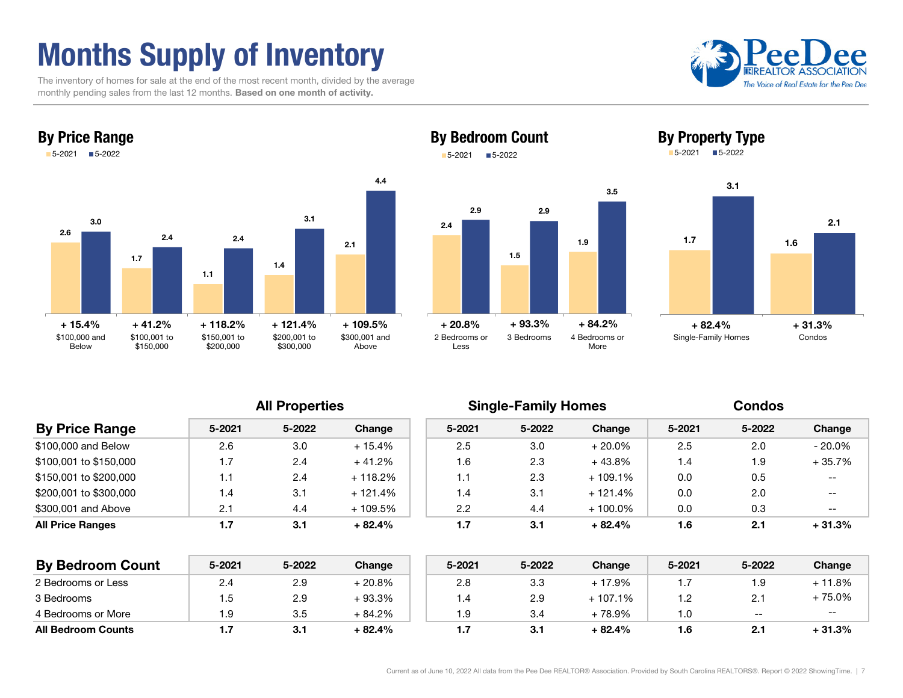# Months Supply of Inventory

The inventory of homes for sale at the end of the most recent month, divided by the average monthly pending sales from the last 12 months. **Based on one month of activity.**

PeeDee REALTOR ASSOCIATION
The Voice of Real Estate for the Pee Dee

## By Price Range

5-2021 5-2022

2.6 3.0
1.7 2.4
1.1 2.4
1.4 3.1
2.1 4.4

+ 15.4% $100,000 and Below
+ 41.2% $100,001 to $150,000
+ 118.2% $150,001 to $200,000
+ 121.4% $200,001 to $300,000
+ 109.5% $300,001 and Above

## By Bedroom Count

5-2021 5-2022

2.4 2.9
1.5 2.9
1.9 3.5

+ 20.8% 2 Bedrooms or Less
+ 93.3% 3 Bedrooms
+ 84.2% 4 Bedrooms or More

## By Property Type

5-2021 5-2022

1.7 3.1
1.6 2.1

+ 82.4% Single-Family Homes
+ 31.3% Condos

| | All Properties | | | Single-Family Homes | | | Condos | | |
|---|---|---|---|---|---|---|---|---|---|
| **By Price Range** | 5-2021 | 5-2022 | Change | 5-2021 | 5-2022 | Change | 5-2021 | 5-2022 | Change |
| $100,000 and Below | 2.6 | 3.0 | + 15.4% | 2.5 | 3.0 | + 20.0% | 2.5 | 2.0 | - 20.0% |
| $100,001 to $150,000 | 1.7 | 2.4 | + 41.2% | 1.6 | 2.3 | + 43.8% | 1.4 | 1.9 | + 35.7% |
| $150,001 to $200,000 | 1.1 | 2.4 | + 118.2% | 1.1 | 2.3 | + 109.1% | 0.0 | 0.5 | -- |
| $200,001 to $300,000 | 1.4 | 3.1 | + 121.4% | 1.4 | 3.1 | + 121.4% | 0.0 | 2.0 | -- |
| $300,001 and Above | 2.1 | 4.4 | + 109.5% | 2.2 | 4.4 | + 100.0% | 0.0 | 0.3 | -- |
| **All Price Ranges** | **1.7** | **3.1** | **+ 82.4%** | **1.7** | **3.1** | **+ 82.4%** | **1.6** | **2.1** | **+ 31.3%** |

| **By Bedroom Count** | 5-2021 | 5-2022 | Change | 5-2021 | 5-2022 | Change | 5-2021 | 5-2022 | Change |
|---|---|---|---|---|---|---|---|---|---|
| 2 Bedrooms or Less | 2.4 | 2.9 | + 20.8% | 2.8 | 3.3 | + 17.9% | 1.7 | 1.9 | + 11.8% |
| 3 Bedrooms | 1.5 | 2.9 | + 93.3% | 1.4 | 2.9 | + 107.1% | 1.2 | 2.1 | + 75.0% |
| 4 Bedrooms or More | 1.9 | 3.5 | + 84.2% | 1.9 | 3.4 | + 78.9% | 1.0 | -- | -- |
| **All Bedroom Counts** | **1.7** | **3.1** | **+ 82.4%** | **1.7** | **3.1** | **+ 82.4%** | **1.6** | **2.1** | **+ 31.3%** |

Current as of June 10, 2022 All data from the Pee Dee REALTOR® Association. Provided by South Carolina REALTORS®. Report © 2022 ShowingTime.